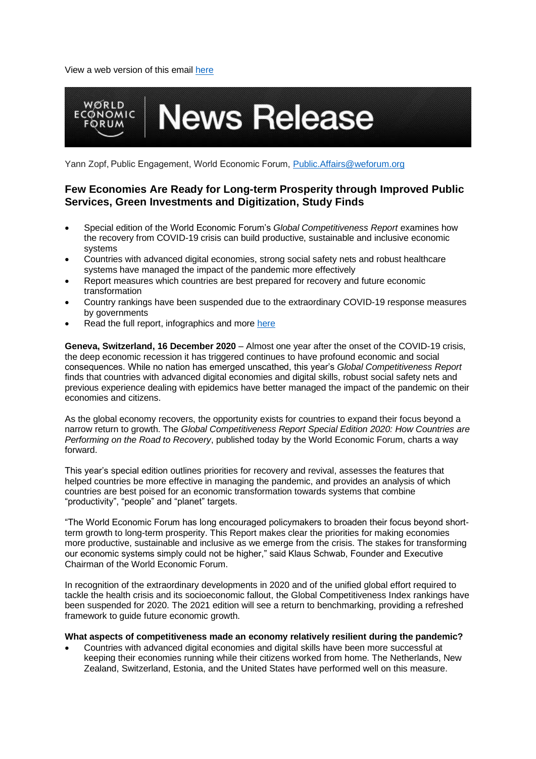View a web version of this email [here](#)

# News Release

Yann Zopf, Public Engagement, World Economic Forum, [Public.Affairs@weforum.org](mailto:Public.Affairs@weforum.org)

## Few Economies Are Ready for Long-term Prosperity through Improved Public Services, Green Investments and Digitization, Study Finds

- Special edition of the World Economic Forum's *Global Competitiveness Report* examines how the recovery from COVID-19 crisis can build productive, sustainable and inclusive economic systems
- Countries with advanced digital economies, strong social safety nets and robust healthcare systems have managed the impact of the pandemic more effectively
- Report measures which countries are best prepared for recovery and future economic transformation
- Country rankings have been suspended due to the extraordinary COVID-19 response measures by governments
- Read the full report, infographics and more [here](#)

**Geneva, Switzerland, 16 December 2020** – Almost one year after the onset of the COVID-19 crisis, the deep economic recession it has triggered continues to have profound economic and social consequences. While no nation has emerged unscathed, this year's *Global Competitiveness Report* finds that countries with advanced digital economies and digital skills, robust social safety nets and previous experience dealing with epidemics have better managed the impact of the pandemic on their economies and citizens.

As the global economy recovers, the opportunity exists for countries to expand their focus beyond a narrow return to growth. The *Global Competitiveness Report Special Edition 2020: How Countries are Performing on the Road to Recovery*, published today by the World Economic Forum, charts a way forward.

This year's special edition outlines priorities for recovery and revival, assesses the features that helped countries be more effective in managing the pandemic, and provides an analysis of which countries are best poised for an economic transformation towards systems that combine "productivity", "people" and "planet" targets.

"The World Economic Forum has long encouraged policymakers to broaden their focus beyond short-term growth to long-term prosperity. This Report makes clear the priorities for making economies more productive, sustainable and inclusive as we emerge from the crisis. The stakes for transforming our economic systems simply could not be higher," said Klaus Schwab, Founder and Executive Chairman of the World Economic Forum.

In recognition of the extraordinary developments in 2020 and of the unified global effort required to tackle the health crisis and its socioeconomic fallout, the Global Competitiveness Index rankings have been suspended for 2020. The 2021 edition will see a return to benchmarking, providing a refreshed framework to guide future economic growth.

**What aspects of competitiveness made an economy relatively resilient during the pandemic?**

- Countries with advanced digital economies and digital skills have been more successful at keeping their economies running while their citizens worked from home. The Netherlands, New Zealand, Switzerland, Estonia, and the United States have performed well on this measure.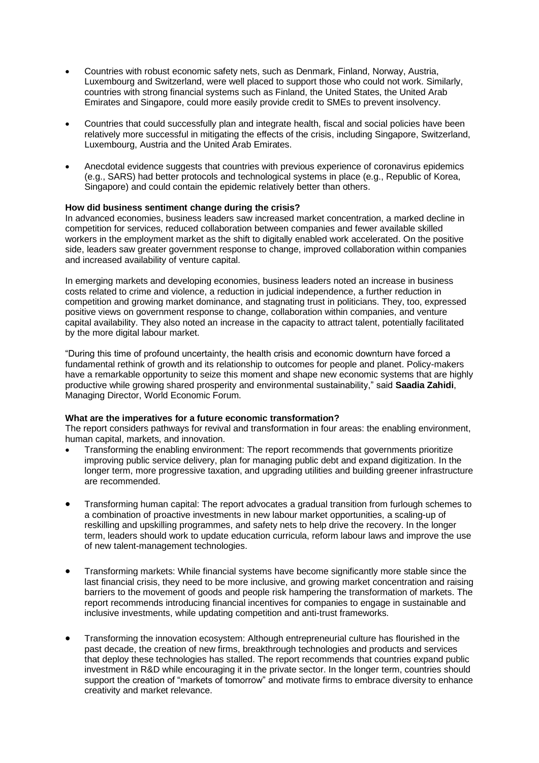- Countries with robust economic safety nets, such as Denmark, Finland, Norway, Austria, Luxembourg and Switzerland, were well placed to support those who could not work. Similarly, countries with strong financial systems such as Finland, the United States, the United Arab Emirates and Singapore, could more easily provide credit to SMEs to prevent insolvency.

- Countries that could successfully plan and integrate health, fiscal and social policies have been relatively more successful in mitigating the effects of the crisis, including Singapore, Switzerland, Luxembourg, Austria and the United Arab Emirates.

- Anecdotal evidence suggests that countries with previous experience of coronavirus epidemics (e.g., SARS) had better protocols and technological systems in place (e.g., Republic of Korea, Singapore) and could contain the epidemic relatively better than others.

**How did business sentiment change during the crisis?**
In advanced economies, business leaders saw increased market concentration, a marked decline in competition for services, reduced collaboration between companies and fewer available skilled workers in the employment market as the shift to digitally enabled work accelerated. On the positive side, leaders saw greater government response to change, improved collaboration within companies and increased availability of venture capital.

In emerging markets and developing economies, business leaders noted an increase in business costs related to crime and violence, a reduction in judicial independence, a further reduction in competition and growing market dominance, and stagnating trust in politicians. They, too, expressed positive views on government response to change, collaboration within companies, and venture capital availability. They also noted an increase in the capacity to attract talent, potentially facilitated by the more digital labour market.

"During this time of profound uncertainty, the health crisis and economic downturn have forced a fundamental rethink of growth and its relationship to outcomes for people and planet. Policy-makers have a remarkable opportunity to seize this moment and shape new economic systems that are highly productive while growing shared prosperity and environmental sustainability," said **Saadia Zahidi**, Managing Director, World Economic Forum.

**What are the imperatives for a future economic transformation?**
The report considers pathways for revival and transformation in four areas: the enabling environment, human capital, markets, and innovation.

- Transforming the enabling environment: The report recommends that governments prioritize improving public service delivery, plan for managing public debt and expand digitization. In the longer term, more progressive taxation, and upgrading utilities and building greener infrastructure are recommended.

- Transforming human capital: The report advocates a gradual transition from furlough schemes to a combination of proactive investments in new labour market opportunities, a scaling-up of reskilling and upskilling programmes, and safety nets to help drive the recovery. In the longer term, leaders should work to update education curricula, reform labour laws and improve the use of new talent-management technologies.

- Transforming markets: While financial systems have become significantly more stable since the last financial crisis, they need to be more inclusive, and growing market concentration and raising barriers to the movement of goods and people risk hampering the transformation of markets. The report recommends introducing financial incentives for companies to engage in sustainable and inclusive investments, while updating competition and anti-trust frameworks.

- Transforming the innovation ecosystem: Although entrepreneurial culture has flourished in the past decade, the creation of new firms, breakthrough technologies and products and services that deploy these technologies has stalled. The report recommends that countries expand public investment in R&D while encouraging it in the private sector. In the longer term, countries should support the creation of "markets of tomorrow" and motivate firms to embrace diversity to enhance creativity and market relevance.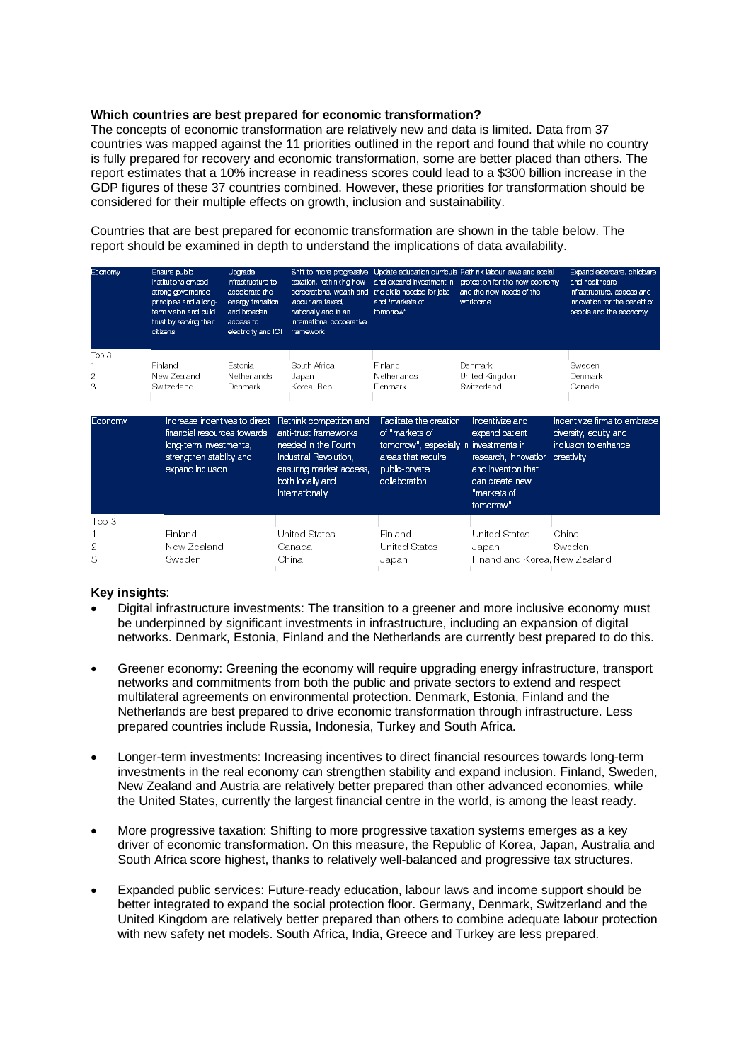**Which countries are best prepared for economic transformation?**

The concepts of economic transformation are relatively new and data is limited. Data from 37 countries was mapped against the 11 priorities outlined in the report and found that while no country is fully prepared for recovery and economic transformation, some are better placed than others. The report estimates that a 10% increase in readiness scores could lead to a $300 billion increase in the GDP figures of these 37 countries combined. However, these priorities for transformation should be considered for their multiple effects on growth, inclusion and sustainability.

Countries that are best prepared for economic transformation are shown in the table below. The report should be examined in depth to understand the implications of data availability.

| Economy | Ensure public institutions embed strong governance principles and a long-term vision and build trust by serving their citizens | Upgrade infrastructure to accelerate the energy transition and broaden access to electricity and ICT | Shift to more progressive taxation, rethinking how corporations, wealth and labour are taxed nationally and in an international cooperative framework | Update education curricula and expand investment in the skills needed for jobs and "markets of tomorrow" | Rethink labour laws and social protection for the new economy and the new needs of the workforce | Expand eldercare, childcare and healthcare infrastructure, access and innovation for the benefit of people and the economy |
|---|---|---|---|---|---|---|
| Top 3 | | | | | | |
| 1 | Finland | Estonia | South Africa | Finland | Denmark | Sweden |
| 2 | New Zealand | Netherlands | Japan | Netherlands | United Kingdom | Denmark |
| 3 | Switzerland | Denmark | Korea, Rep. | Denmark | Switzerland | Canada |

| Economy | Increase incentives to direct financial resources towards long-term investments, strengthen stability and expand inclusion | Rethink competition and anti-trust frameworks needed in the Fourth Industrial Revolution, ensuring market access, both locally and internationally | Facilitate the creation of "markets of tomorrow", especially in areas that require public-private collaboration | Incentivize and expand patient investments in research, innovation and invention that can create new "markets of tomorrow" | Incentivize firms to embrace diversity, equity and inclusion to enhance creativity |
|---|---|---|---|---|---|
| Top 3 | | | | | |
| 1 | Finland | United States | Finland | United States | China |
| 2 | New Zealand | Canada | United States | Japan | Sweden |
| 3 | Sweden | China | Japan | Finand and Korea, New Zealand | |

**Key insights**:

- Digital infrastructure investments: The transition to a greener and more inclusive economy must be underpinned by significant investments in infrastructure, including an expansion of digital networks. Denmark, Estonia, Finland and the Netherlands are currently best prepared to do this.
- Greener economy: Greening the economy will require upgrading energy infrastructure, transport networks and commitments from both the public and private sectors to extend and respect multilateral agreements on environmental protection. Denmark, Estonia, Finland and the Netherlands are best prepared to drive economic transformation through infrastructure. Less prepared countries include Russia, Indonesia, Turkey and South Africa.
- Longer-term investments: Increasing incentives to direct financial resources towards long-term investments in the real economy can strengthen stability and expand inclusion. Finland, Sweden, New Zealand and Austria are relatively better prepared than other advanced economies, while the United States, currently the largest financial centre in the world, is among the least ready.
- More progressive taxation: Shifting to more progressive taxation systems emerges as a key driver of economic transformation. On this measure, the Republic of Korea, Japan, Australia and South Africa score highest, thanks to relatively well-balanced and progressive tax structures.
- Expanded public services: Future-ready education, labour laws and income support should be better integrated to expand the social protection floor. Germany, Denmark, Switzerland and the United Kingdom are relatively better prepared than others to combine adequate labour protection with new safety net models. South Africa, India, Greece and Turkey are less prepared.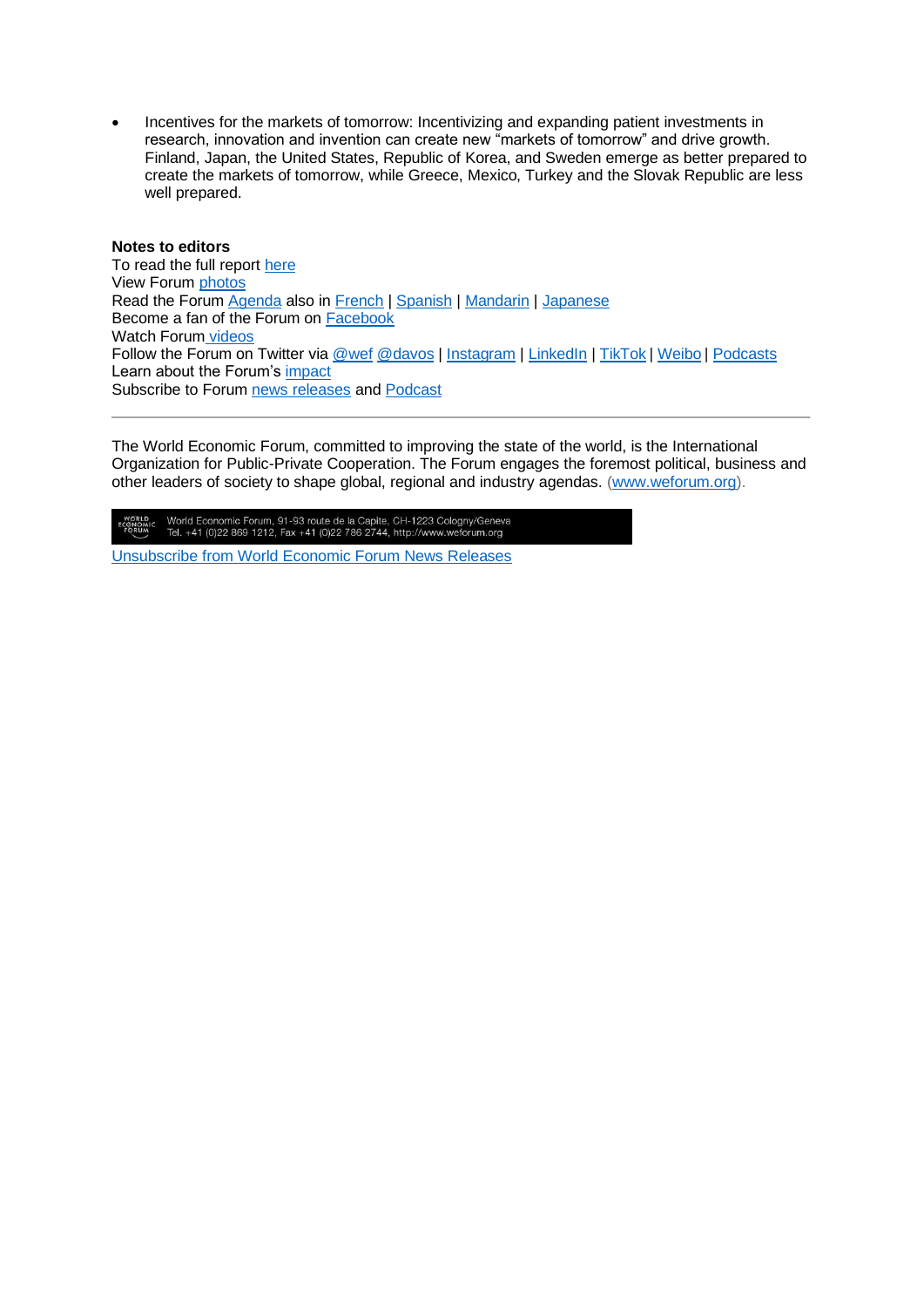- Incentives for the markets of tomorrow: Incentivizing and expanding patient investments in research, innovation and invention can create new "markets of tomorrow" and drive growth. Finland, Japan, the United States, Republic of Korea, and Sweden emerge as better prepared to create the markets of tomorrow, while Greece, Mexico, Turkey and the Slovak Republic are less well prepared.

**Notes to editors**
To read the full report here
View Forum photos
Read the Forum Agenda also in French | Spanish | Mandarin | Japanese
Become a fan of the Forum on Facebook
Watch Forum videos
Follow the Forum on Twitter via @wef @davos | Instagram | LinkedIn | TikTok | Weibo | Podcasts
Learn about the Forum's impact
Subscribe to Forum news releases and Podcast

---

The World Economic Forum, committed to improving the state of the world, is the International Organization for Public-Private Cooperation. The Forum engages the foremost political, business and other leaders of society to shape global, regional and industry agendas. (www.weforum.org).

World Economic Forum, 91-93 route de la Capite, CH-1223 Cologny/Geneva
Tel. +41 (0)22 869 1212, Fax +41 (0)22 786 2744, http://www.weforum.org

Unsubscribe from World Economic Forum News Releases